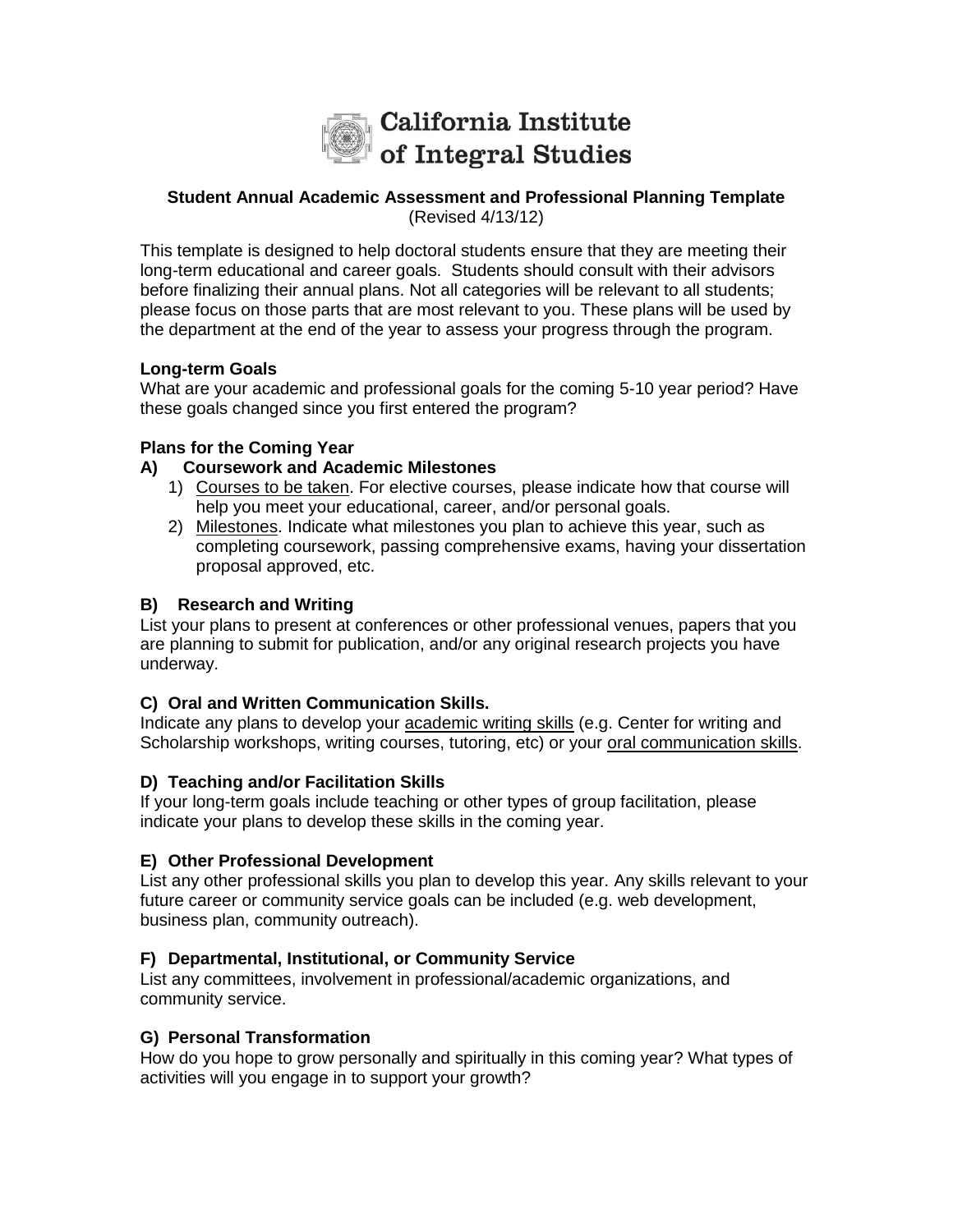# California Institute of Integral Studies

**Student Annual Academic Assessment and Professional Planning Template**
(Revised 4/13/12)

This template is designed to help doctoral students ensure that they are meeting their long-term educational and career goals. Students should consult with their advisors before finalizing their annual plans. Not all categories will be relevant to all students; please focus on those parts that are most relevant to you. These plans will be used by the department at the end of the year to assess your progress through the program.

**Long-term Goals**
What are your academic and professional goals for the coming 5-10 year period? Have these goals changed since you first entered the program?

**Plans for the Coming Year**

**A) Coursework and Academic Milestones**

1) Courses to be taken. For elective courses, please indicate how that course will help you meet your educational, career, and/or personal goals.
2) Milestones. Indicate what milestones you plan to achieve this year, such as completing coursework, passing comprehensive exams, having your dissertation proposal approved, etc.

**B) Research and Writing**
List your plans to present at conferences or other professional venues, papers that you are planning to submit for publication, and/or any original research projects you have underway.

**C) Oral and Written Communication Skills.**
Indicate any plans to develop your academic writing skills (e.g. Center for writing and Scholarship workshops, writing courses, tutoring, etc) or your oral communication skills.

**D) Teaching and/or Facilitation Skills**
If your long-term goals include teaching or other types of group facilitation, please indicate your plans to develop these skills in the coming year.

**E) Other Professional Development**
List any other professional skills you plan to develop this year. Any skills relevant to your future career or community service goals can be included (e.g. web development, business plan, community outreach).

**F) Departmental, Institutional, or Community Service**
List any committees, involvement in professional/academic organizations, and community service.

**G) Personal Transformation**
How do you hope to grow personally and spiritually in this coming year? What types of activities will you engage in to support your growth?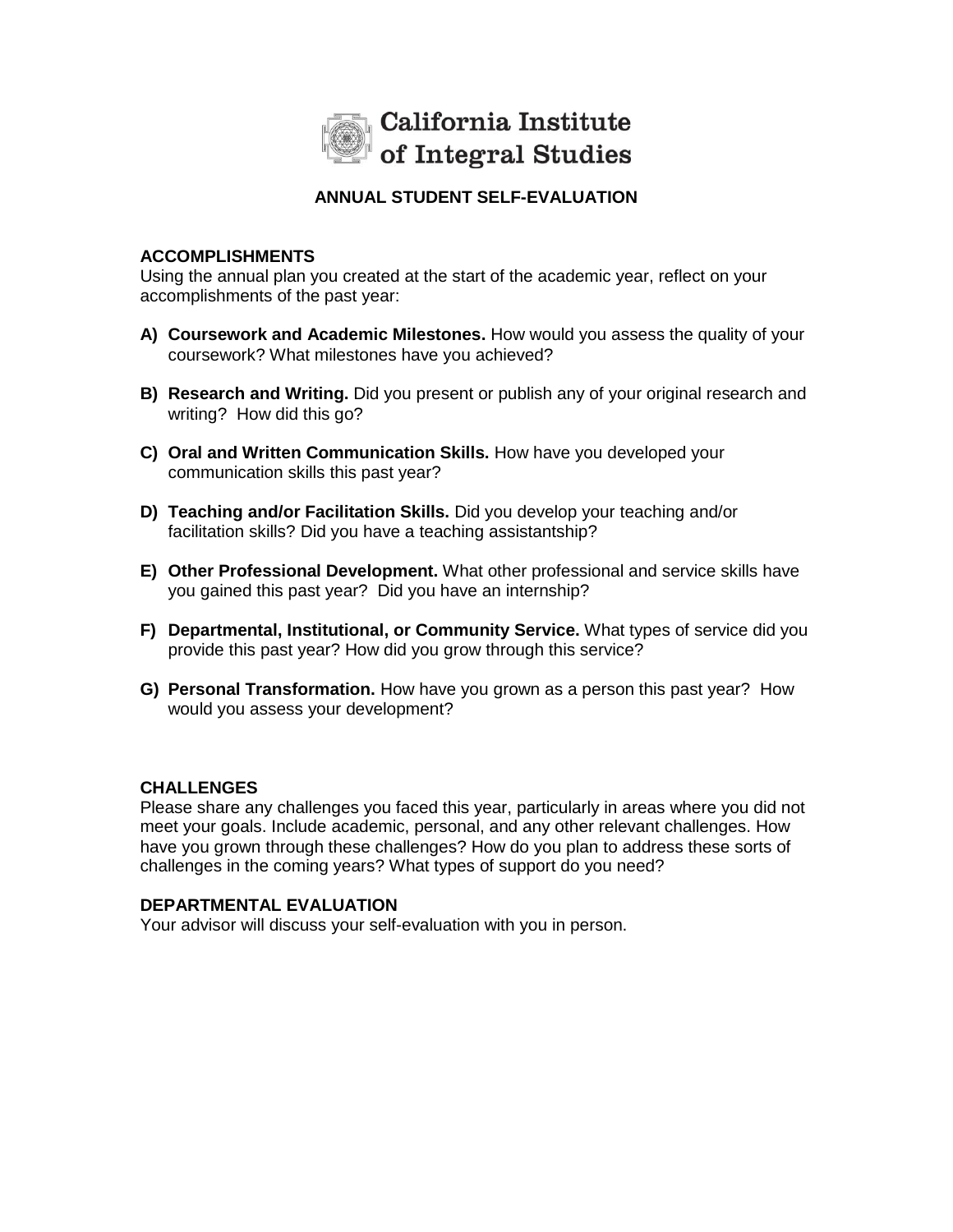California Institute of Integral Studies

## ANNUAL STUDENT SELF-EVALUATION

### ACCOMPLISHMENTS

Using the annual plan you created at the start of the academic year, reflect on your accomplishments of the past year:

**A) Coursework and Academic Milestones.** How would you assess the quality of your coursework? What milestones have you achieved?

**B) Research and Writing.** Did you present or publish any of your original research and writing? How did this go?

**C) Oral and Written Communication Skills.** How have you developed your communication skills this past year?

**D) Teaching and/or Facilitation Skills.** Did you develop your teaching and/or facilitation skills? Did you have a teaching assistantship?

**E) Other Professional Development.** What other professional and service skills have you gained this past year? Did you have an internship?

**F) Departmental, Institutional, or Community Service.** What types of service did you provide this past year? How did you grow through this service?

**G) Personal Transformation.** How have you grown as a person this past year? How would you assess your development?

### CHALLENGES

Please share any challenges you faced this year, particularly in areas where you did not meet your goals. Include academic, personal, and any other relevant challenges. How have you grown through these challenges? How do you plan to address these sorts of challenges in the coming years? What types of support do you need?

### DEPARTMENTAL EVALUATION

Your advisor will discuss your self-evaluation with you in person.